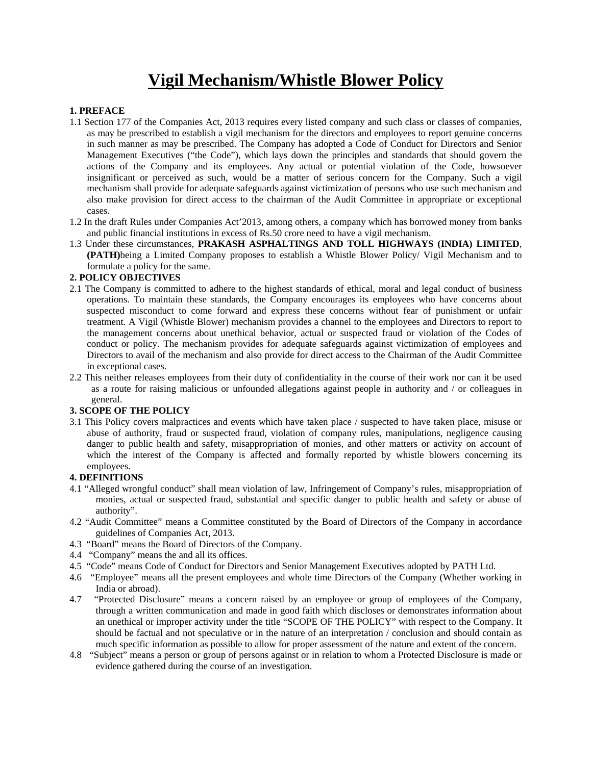# Vigil Mechanism/Whistle Blower Policy

**1. PREFACE**

1.1 Section 177 of the Companies Act, 2013 requires every listed company and such class or classes of companies, as may be prescribed to establish a vigil mechanism for the directors and employees to report genuine concerns in such manner as may be prescribed. The Company has adopted a Code of Conduct for Directors and Senior Management Executives ("the Code"), which lays down the principles and standards that should govern the actions of the Company and its employees. Any actual or potential violation of the Code, howsoever insignificant or perceived as such, would be a matter of serious concern for the Company. Such a vigil mechanism shall provide for adequate safeguards against victimization of persons who use such mechanism and also make provision for direct access to the chairman of the Audit Committee in appropriate or exceptional cases.

1.2 In the draft Rules under Companies Act'2013, among others, a company which has borrowed money from banks and public financial institutions in excess of Rs.50 crore need to have a vigil mechanism.

1.3 Under these circumstances, **PRAKASH ASPHALTINGS AND TOLL HIGHWAYS (INDIA) LIMITED**, **(PATH)**being a Limited Company proposes to establish a Whistle Blower Policy/ Vigil Mechanism and to formulate a policy for the same.

**2. POLICY OBJECTIVES**

2.1 The Company is committed to adhere to the highest standards of ethical, moral and legal conduct of business operations. To maintain these standards, the Company encourages its employees who have concerns about suspected misconduct to come forward and express these concerns without fear of punishment or unfair treatment. A Vigil (Whistle Blower) mechanism provides a channel to the employees and Directors to report to the management concerns about unethical behavior, actual or suspected fraud or violation of the Codes of conduct or policy. The mechanism provides for adequate safeguards against victimization of employees and Directors to avail of the mechanism and also provide for direct access to the Chairman of the Audit Committee in exceptional cases.

2.2 This neither releases employees from their duty of confidentiality in the course of their work nor can it be used as a route for raising malicious or unfounded allegations against people in authority and / or colleagues in general.

**3. SCOPE OF THE POLICY**

3.1 This Policy covers malpractices and events which have taken place / suspected to have taken place, misuse or abuse of authority, fraud or suspected fraud, violation of company rules, manipulations, negligence causing danger to public health and safety, misappropriation of monies, and other matters or activity on account of which the interest of the Company is affected and formally reported by whistle blowers concerning its employees.

**4. DEFINITIONS**

4.1 "Alleged wrongful conduct" shall mean violation of law, Infringement of Company's rules, misappropriation of monies, actual or suspected fraud, substantial and specific danger to public health and safety or abuse of authority".

4.2 "Audit Committee" means a Committee constituted by the Board of Directors of the Company in accordance guidelines of Companies Act, 2013.

4.3 "Board" means the Board of Directors of the Company.

4.4 "Company" means the and all its offices.

4.5 "Code" means Code of Conduct for Directors and Senior Management Executives adopted by PATH Ltd.

4.6 "Employee" means all the present employees and whole time Directors of the Company (Whether working in India or abroad).

4.7 "Protected Disclosure" means a concern raised by an employee or group of employees of the Company, through a written communication and made in good faith which discloses or demonstrates information about an unethical or improper activity under the title "SCOPE OF THE POLICY" with respect to the Company. It should be factual and not speculative or in the nature of an interpretation / conclusion and should contain as much specific information as possible to allow for proper assessment of the nature and extent of the concern.

4.8 "Subject" means a person or group of persons against or in relation to whom a Protected Disclosure is made or evidence gathered during the course of an investigation.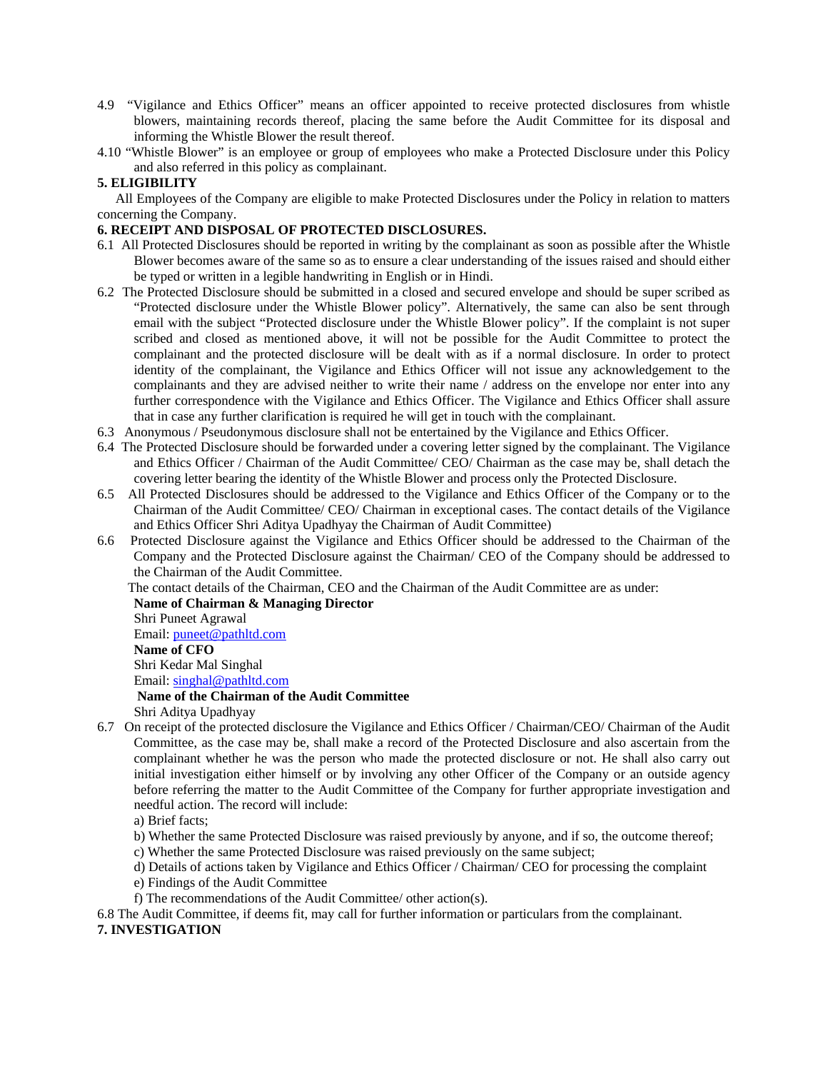4.9 "Vigilance and Ethics Officer" means an officer appointed to receive protected disclosures from whistle blowers, maintaining records thereof, placing the same before the Audit Committee for its disposal and informing the Whistle Blower the result thereof.

4.10 "Whistle Blower" is an employee or group of employees who make a Protected Disclosure under this Policy and also referred in this policy as complainant.

**5. ELIGIBILITY**

All Employees of the Company are eligible to make Protected Disclosures under the Policy in relation to matters concerning the Company.

**6. RECEIPT AND DISPOSAL OF PROTECTED DISCLOSURES.**

6.1 All Protected Disclosures should be reported in writing by the complainant as soon as possible after the Whistle Blower becomes aware of the same so as to ensure a clear understanding of the issues raised and should either be typed or written in a legible handwriting in English or in Hindi.

6.2 The Protected Disclosure should be submitted in a closed and secured envelope and should be super scribed as "Protected disclosure under the Whistle Blower policy". Alternatively, the same can also be sent through email with the subject "Protected disclosure under the Whistle Blower policy". If the complaint is not super scribed and closed as mentioned above, it will not be possible for the Audit Committee to protect the complainant and the protected disclosure will be dealt with as if a normal disclosure. In order to protect identity of the complainant, the Vigilance and Ethics Officer will not issue any acknowledgement to the complainants and they are advised neither to write their name / address on the envelope nor enter into any further correspondence with the Vigilance and Ethics Officer. The Vigilance and Ethics Officer shall assure that in case any further clarification is required he will get in touch with the complainant.

6.3 Anonymous / Pseudonymous disclosure shall not be entertained by the Vigilance and Ethics Officer.

6.4 The Protected Disclosure should be forwarded under a covering letter signed by the complainant. The Vigilance and Ethics Officer / Chairman of the Audit Committee/ CEO/ Chairman as the case may be, shall detach the covering letter bearing the identity of the Whistle Blower and process only the Protected Disclosure.

6.5 All Protected Disclosures should be addressed to the Vigilance and Ethics Officer of the Company or to the Chairman of the Audit Committee/ CEO/ Chairman in exceptional cases. The contact details of the Vigilance and Ethics Officer Shri Aditya Upadhyay the Chairman of Audit Committee)

6.6 Protected Disclosure against the Vigilance and Ethics Officer should be addressed to the Chairman of the Company and the Protected Disclosure against the Chairman/ CEO of the Company should be addressed to the Chairman of the Audit Committee.

The contact details of the Chairman, CEO and the Chairman of the Audit Committee are as under:

**Name of Chairman & Managing Director**
Shri Puneet Agrawal
Email: puneet@pathltd.com

**Name of CFO**
Shri Kedar Mal Singhal
Email: singhal@pathltd.com

**Name of the Chairman of the Audit Committee**
Shri Aditya Upadhyay

6.7 On receipt of the protected disclosure the Vigilance and Ethics Officer / Chairman/CEO/ Chairman of the Audit Committee, as the case may be, shall make a record of the Protected Disclosure and also ascertain from the complainant whether he was the person who made the protected disclosure or not. He shall also carry out initial investigation either himself or by involving any other Officer of the Company or an outside agency before referring the matter to the Audit Committee of the Company for further appropriate investigation and needful action. The record will include:

a) Brief facts;
b) Whether the same Protected Disclosure was raised previously by anyone, and if so, the outcome thereof;
c) Whether the same Protected Disclosure was raised previously on the same subject;
d) Details of actions taken by Vigilance and Ethics Officer / Chairman/ CEO for processing the complaint
e) Findings of the Audit Committee
f) The recommendations of the Audit Committee/ other action(s).

6.8 The Audit Committee, if deems fit, may call for further information or particulars from the complainant.

**7. INVESTIGATION**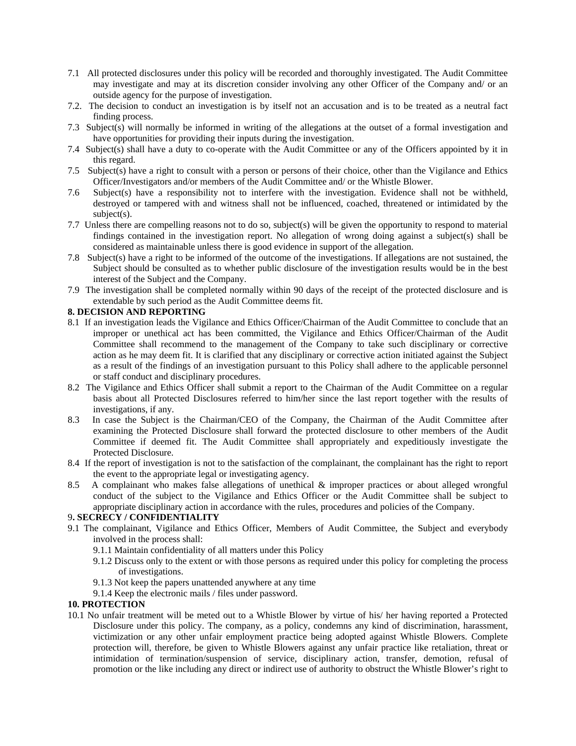7.1 All protected disclosures under this policy will be recorded and thoroughly investigated. The Audit Committee may investigate and may at its discretion consider involving any other Officer of the Company and/ or an outside agency for the purpose of investigation.

7.2. The decision to conduct an investigation is by itself not an accusation and is to be treated as a neutral fact finding process.

7.3 Subject(s) will normally be informed in writing of the allegations at the outset of a formal investigation and have opportunities for providing their inputs during the investigation.

7.4 Subject(s) shall have a duty to co-operate with the Audit Committee or any of the Officers appointed by it in this regard.

7.5 Subject(s) have a right to consult with a person or persons of their choice, other than the Vigilance and Ethics Officer/Investigators and/or members of the Audit Committee and/ or the Whistle Blower.

7.6 Subject(s) have a responsibility not to interfere with the investigation. Evidence shall not be withheld, destroyed or tampered with and witness shall not be influenced, coached, threatened or intimidated by the subject(s).

7.7 Unless there are compelling reasons not to do so, subject(s) will be given the opportunity to respond to material findings contained in the investigation report. No allegation of wrong doing against a subject(s) shall be considered as maintainable unless there is good evidence in support of the allegation.

7.8 Subject(s) have a right to be informed of the outcome of the investigations. If allegations are not sustained, the Subject should be consulted as to whether public disclosure of the investigation results would be in the best interest of the Subject and the Company.

7.9 The investigation shall be completed normally within 90 days of the receipt of the protected disclosure and is extendable by such period as the Audit Committee deems fit.

**8. DECISION AND REPORTING**

8.1 If an investigation leads the Vigilance and Ethics Officer/Chairman of the Audit Committee to conclude that an improper or unethical act has been committed, the Vigilance and Ethics Officer/Chairman of the Audit Committee shall recommend to the management of the Company to take such disciplinary or corrective action as he may deem fit. It is clarified that any disciplinary or corrective action initiated against the Subject as a result of the findings of an investigation pursuant to this Policy shall adhere to the applicable personnel or staff conduct and disciplinary procedures.

8.2 The Vigilance and Ethics Officer shall submit a report to the Chairman of the Audit Committee on a regular basis about all Protected Disclosures referred to him/her since the last report together with the results of investigations, if any.

8.3 In case the Subject is the Chairman/CEO of the Company, the Chairman of the Audit Committee after examining the Protected Disclosure shall forward the protected disclosure to other members of the Audit Committee if deemed fit. The Audit Committee shall appropriately and expeditiously investigate the Protected Disclosure.

8.4 If the report of investigation is not to the satisfaction of the complainant, the complainant has the right to report the event to the appropriate legal or investigating agency.

8.5 A complainant who makes false allegations of unethical & improper practices or about alleged wrongful conduct of the subject to the Vigilance and Ethics Officer or the Audit Committee shall be subject to appropriate disciplinary action in accordance with the rules, procedures and policies of the Company.

**9. SECRECY / CONFIDENTIALITY**

9.1 The complainant, Vigilance and Ethics Officer, Members of Audit Committee, the Subject and everybody involved in the process shall:

- 9.1.1 Maintain confidentiality of all matters under this Policy
- 9.1.2 Discuss only to the extent or with those persons as required under this policy for completing the process of investigations.
- 9.1.3 Not keep the papers unattended anywhere at any time
- 9.1.4 Keep the electronic mails / files under password.

**10. PROTECTION**

10.1 No unfair treatment will be meted out to a Whistle Blower by virtue of his/ her having reported a Protected Disclosure under this policy. The company, as a policy, condemns any kind of discrimination, harassment, victimization or any other unfair employment practice being adopted against Whistle Blowers. Complete protection will, therefore, be given to Whistle Blowers against any unfair practice like retaliation, threat or intimidation of termination/suspension of service, disciplinary action, transfer, demotion, refusal of promotion or the like including any direct or indirect use of authority to obstruct the Whistle Blower's right to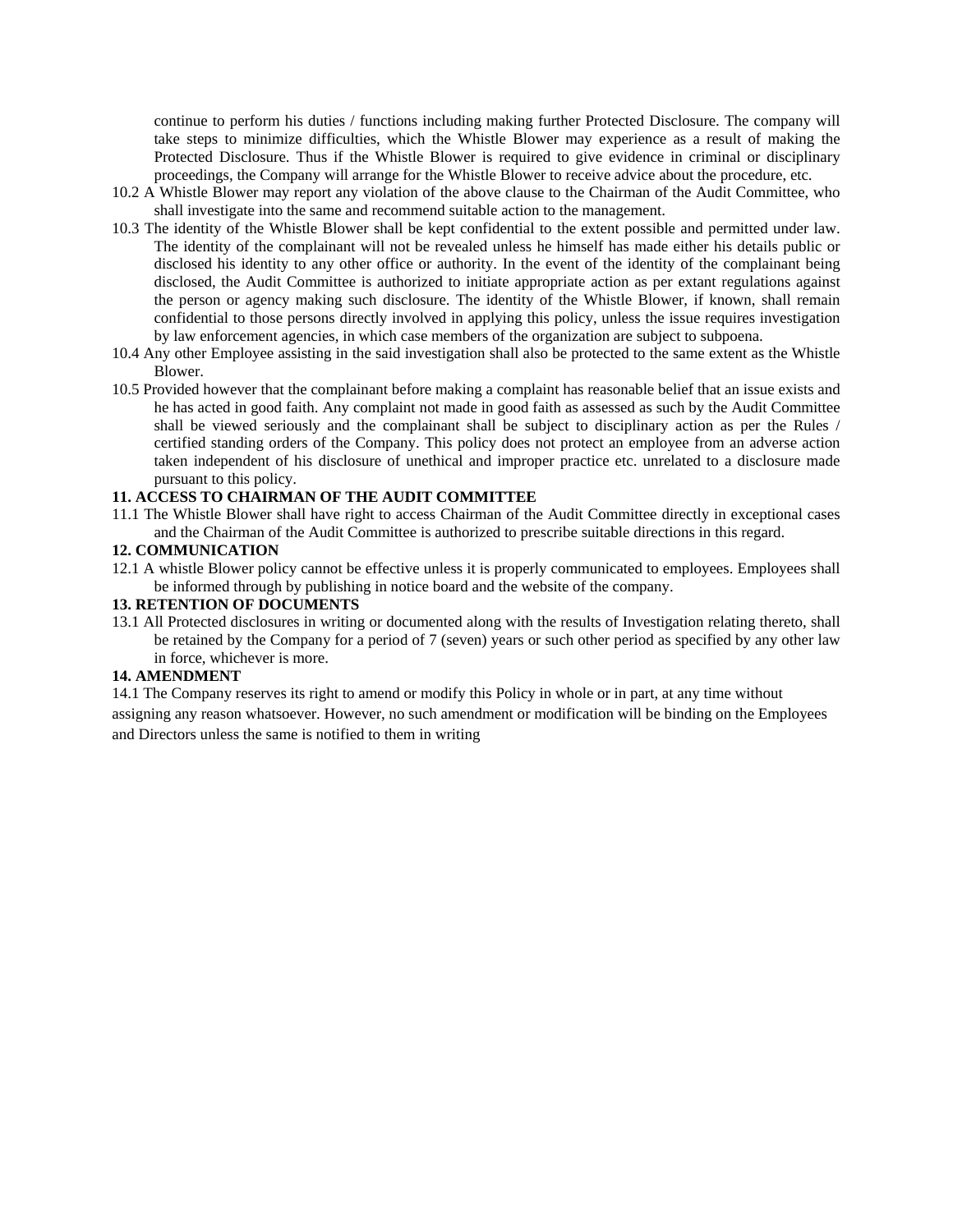continue to perform his duties / functions including making further Protected Disclosure. The company will take steps to minimize difficulties, which the Whistle Blower may experience as a result of making the Protected Disclosure. Thus if the Whistle Blower is required to give evidence in criminal or disciplinary proceedings, the Company will arrange for the Whistle Blower to receive advice about the procedure, etc.

10.2 A Whistle Blower may report any violation of the above clause to the Chairman of the Audit Committee, who shall investigate into the same and recommend suitable action to the management.

10.3 The identity of the Whistle Blower shall be kept confidential to the extent possible and permitted under law. The identity of the complainant will not be revealed unless he himself has made either his details public or disclosed his identity to any other office or authority. In the event of the identity of the complainant being disclosed, the Audit Committee is authorized to initiate appropriate action as per extant regulations against the person or agency making such disclosure. The identity of the Whistle Blower, if known, shall remain confidential to those persons directly involved in applying this policy, unless the issue requires investigation by law enforcement agencies, in which case members of the organization are subject to subpoena.

10.4 Any other Employee assisting in the said investigation shall also be protected to the same extent as the Whistle Blower.

10.5 Provided however that the complainant before making a complaint has reasonable belief that an issue exists and he has acted in good faith. Any complaint not made in good faith as assessed as such by the Audit Committee shall be viewed seriously and the complainant shall be subject to disciplinary action as per the Rules / certified standing orders of the Company. This policy does not protect an employee from an adverse action taken independent of his disclosure of unethical and improper practice etc. unrelated to a disclosure made pursuant to this policy.

**11. ACCESS TO CHAIRMAN OF THE AUDIT COMMITTEE**

11.1 The Whistle Blower shall have right to access Chairman of the Audit Committee directly in exceptional cases and the Chairman of the Audit Committee is authorized to prescribe suitable directions in this regard.

**12. COMMUNICATION**

12.1 A whistle Blower policy cannot be effective unless it is properly communicated to employees. Employees shall be informed through by publishing in notice board and the website of the company.

**13. RETENTION OF DOCUMENTS**

13.1 All Protected disclosures in writing or documented along with the results of Investigation relating thereto, shall be retained by the Company for a period of 7 (seven) years or such other period as specified by any other law in force, whichever is more.

**14. AMENDMENT**

14.1 The Company reserves its right to amend or modify this Policy in whole or in part, at any time without assigning any reason whatsoever. However, no such amendment or modification will be binding on the Employees and Directors unless the same is notified to them in writing